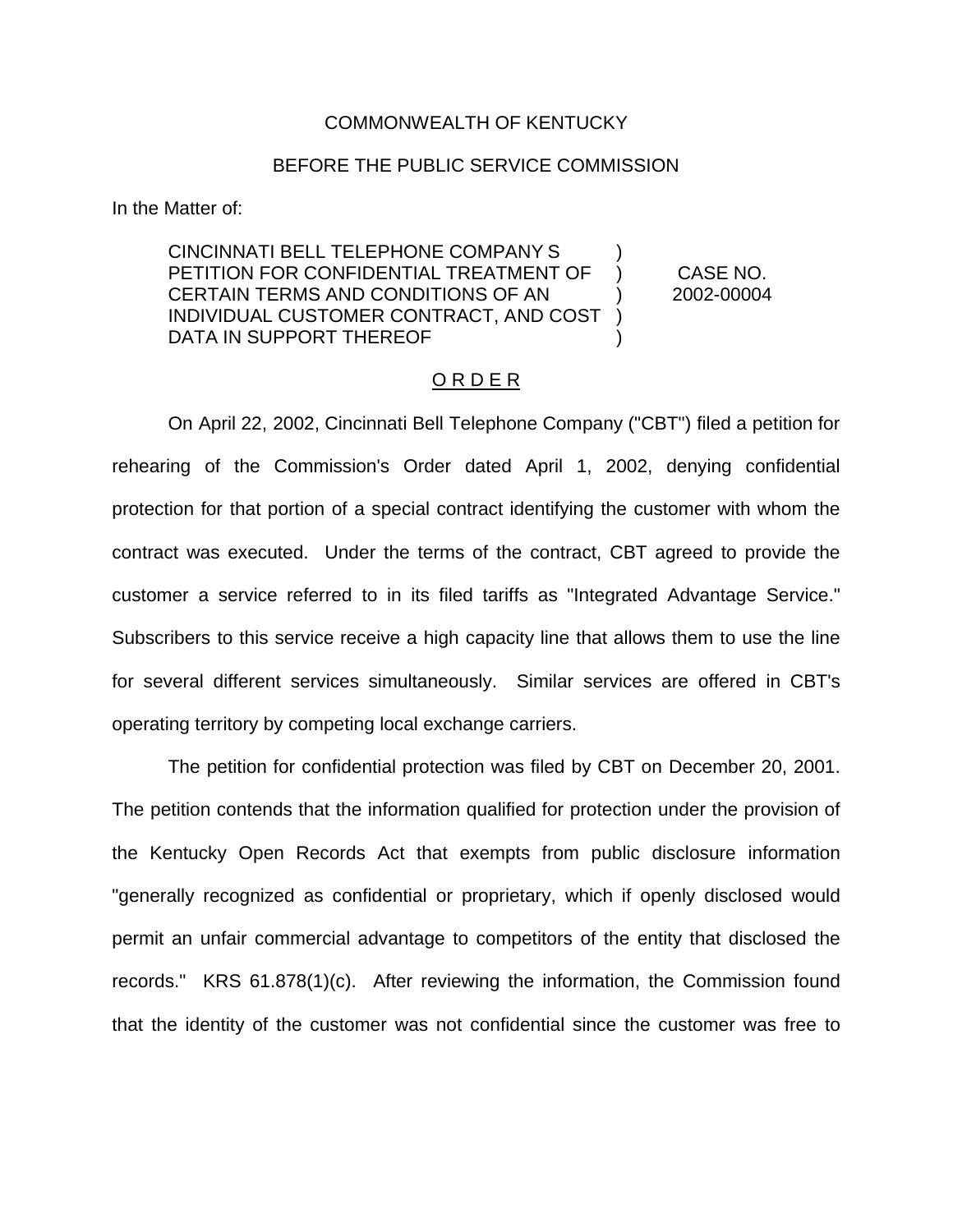COMMONWEALTH OF KENTUCKY

BEFORE THE PUBLIC SERVICE COMMISSION

In the Matter of:

| | | |
|---|---|---|
| CINCINNATI BELL TELEPHONE COMPANY S PETITION FOR CONFIDENTIAL TREATMENT OF CERTAIN TERMS AND CONDITIONS OF AN INDIVIDUAL CUSTOMER CONTRACT, AND COST DATA IN SUPPORT THEREOF | ) ) ) ) ) | CASE NO. 2002-00004 |

## O R D E R

On April 22, 2002, Cincinnati Bell Telephone Company ("CBT") filed a petition for rehearing of the Commission's Order dated April 1, 2002, denying confidential protection for that portion of a special contract identifying the customer with whom the contract was executed. Under the terms of the contract, CBT agreed to provide the customer a service referred to in its filed tariffs as "Integrated Advantage Service." Subscribers to this service receive a high capacity line that allows them to use the line for several different services simultaneously. Similar services are offered in CBT's operating territory by competing local exchange carriers.

The petition for confidential protection was filed by CBT on December 20, 2001. The petition contends that the information qualified for protection under the provision of the Kentucky Open Records Act that exempts from public disclosure information "generally recognized as confidential or proprietary, which if openly disclosed would permit an unfair commercial advantage to competitors of the entity that disclosed the records." KRS 61.878(1)(c). After reviewing the information, the Commission found that the identity of the customer was not confidential since the customer was free to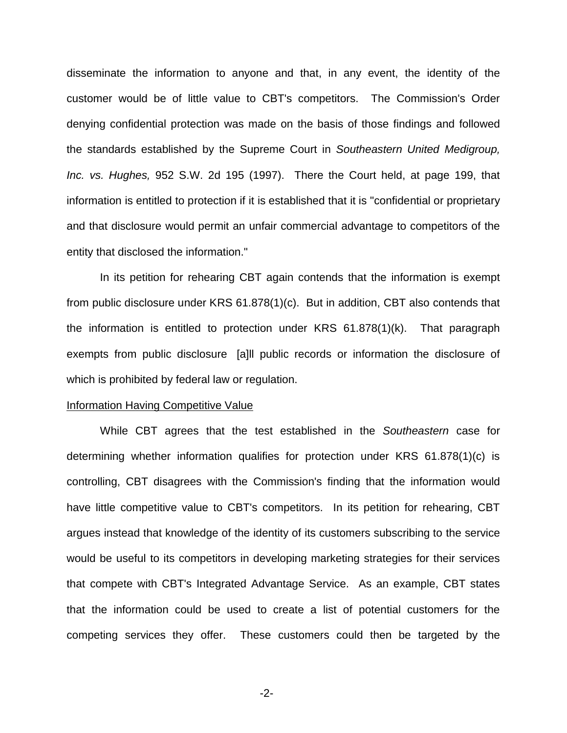disseminate the information to anyone and that, in any event, the identity of the customer would be of little value to CBT's competitors. The Commission's Order denying confidential protection was made on the basis of those findings and followed the standards established by the Supreme Court in *Southeastern United Medigroup, Inc. vs. Hughes,* 952 S.W. 2d 195 (1997). There the Court held, at page 199, that information is entitled to protection if it is established that it is "confidential or proprietary and that disclosure would permit an unfair commercial advantage to competitors of the entity that disclosed the information."

In its petition for rehearing CBT again contends that the information is exempt from public disclosure under KRS 61.878(1)(c). But in addition, CBT also contends that the information is entitled to protection under KRS 61.878(1)(k). That paragraph exempts from public disclosure [a]ll public records or information the disclosure of which is prohibited by federal law or regulation.

Information Having Competitive Value

While CBT agrees that the test established in the *Southeastern* case for determining whether information qualifies for protection under KRS 61.878(1)(c) is controlling, CBT disagrees with the Commission's finding that the information would have little competitive value to CBT's competitors. In its petition for rehearing, CBT argues instead that knowledge of the identity of its customers subscribing to the service would be useful to its competitors in developing marketing strategies for their services that compete with CBT's Integrated Advantage Service. As an example, CBT states that the information could be used to create a list of potential customers for the competing services they offer. These customers could then be targeted by the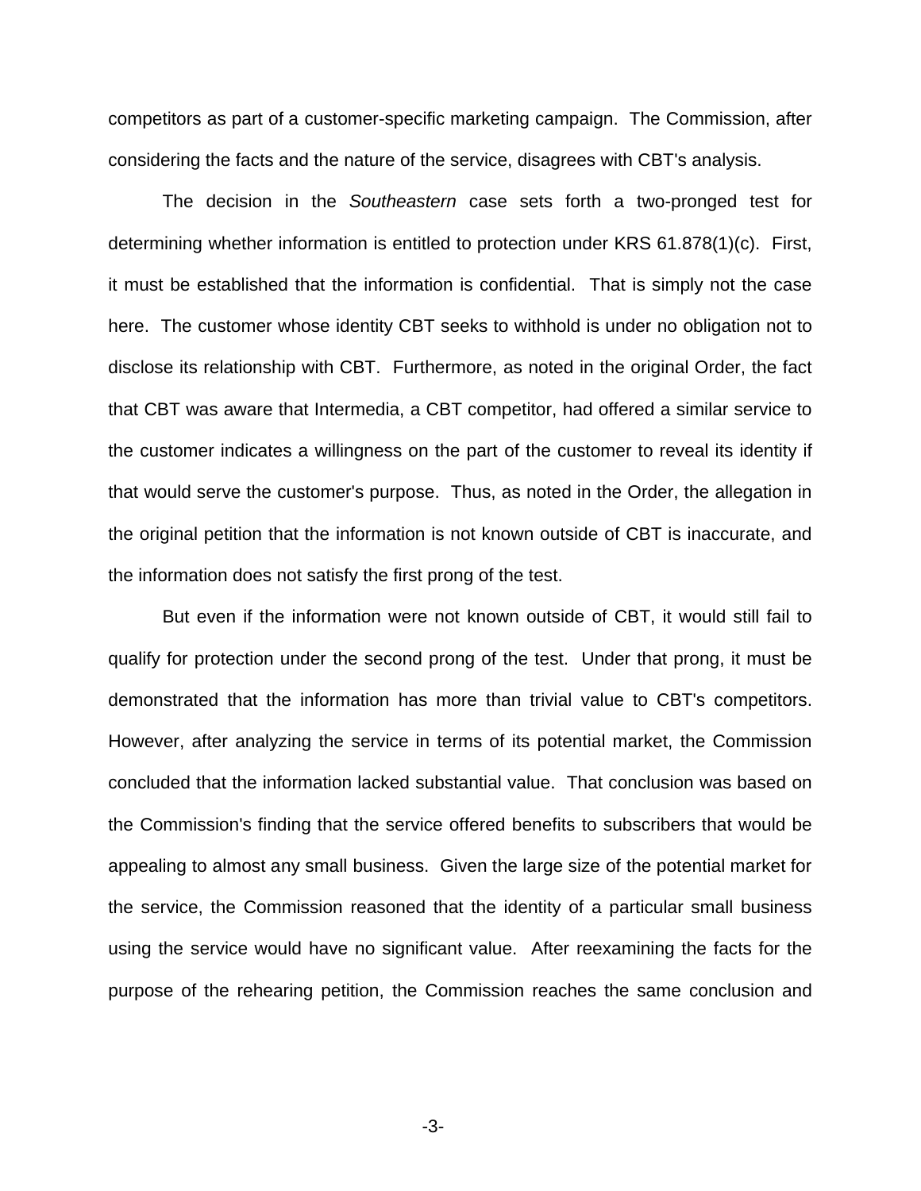competitors as part of a customer-specific marketing campaign. The Commission, after considering the facts and the nature of the service, disagrees with CBT's analysis.

The decision in the *Southeastern* case sets forth a two-pronged test for determining whether information is entitled to protection under KRS 61.878(1)(c). First, it must be established that the information is confidential. That is simply not the case here. The customer whose identity CBT seeks to withhold is under no obligation not to disclose its relationship with CBT. Furthermore, as noted in the original Order, the fact that CBT was aware that Intermedia, a CBT competitor, had offered a similar service to the customer indicates a willingness on the part of the customer to reveal its identity if that would serve the customer's purpose. Thus, as noted in the Order, the allegation in the original petition that the information is not known outside of CBT is inaccurate, and the information does not satisfy the first prong of the test.

But even if the information were not known outside of CBT, it would still fail to qualify for protection under the second prong of the test. Under that prong, it must be demonstrated that the information has more than trivial value to CBT's competitors. However, after analyzing the service in terms of its potential market, the Commission concluded that the information lacked substantial value. That conclusion was based on the Commission's finding that the service offered benefits to subscribers that would be appealing to almost any small business. Given the large size of the potential market for the service, the Commission reasoned that the identity of a particular small business using the service would have no significant value. After reexamining the facts for the purpose of the rehearing petition, the Commission reaches the same conclusion and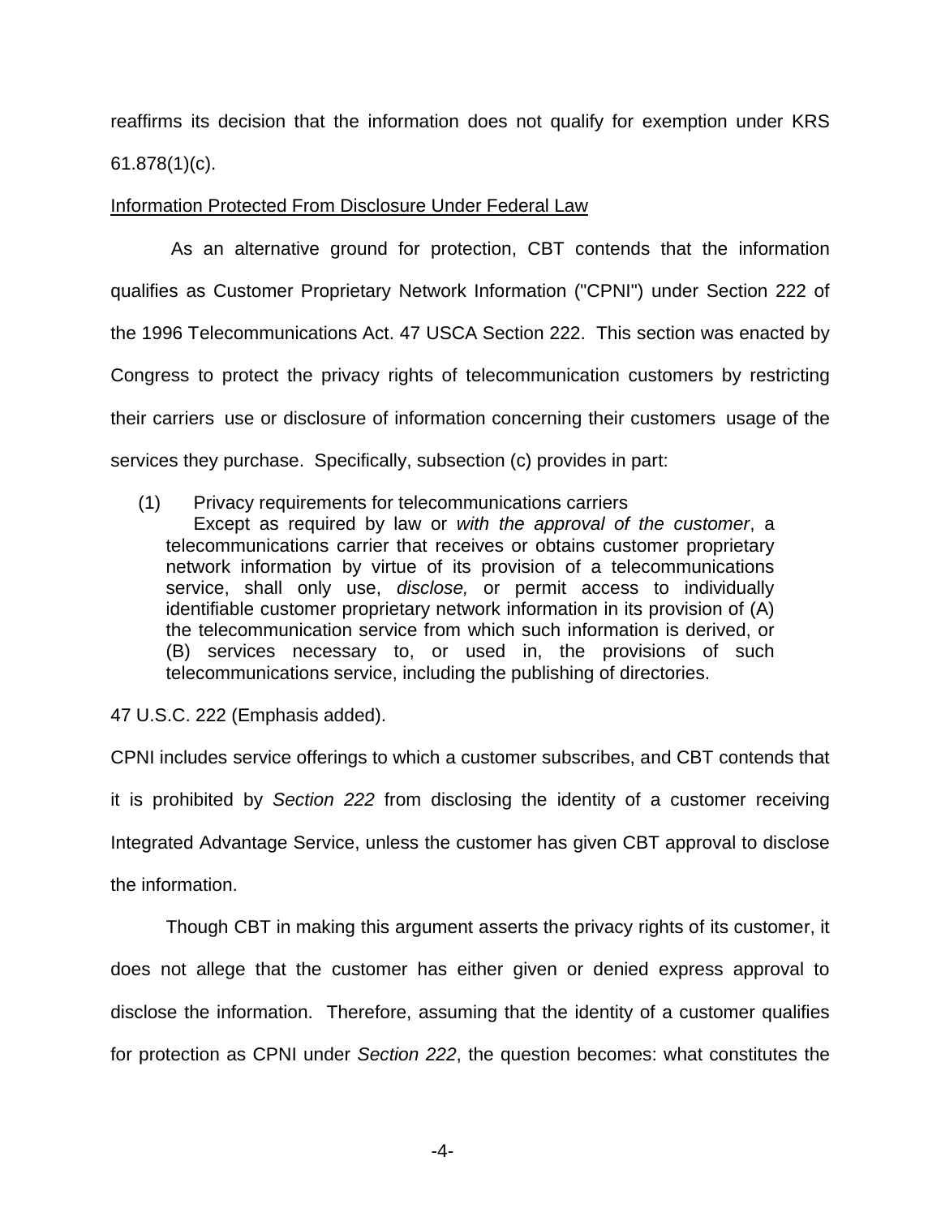reaffirms its decision that the information does not qualify for exemption under KRS 61.878(1)(c).

<u>Information Protected From Disclosure Under Federal Law</u>

As an alternative ground for protection, CBT contends that the information qualifies as Customer Proprietary Network Information ("CPNI") under Section 222 of the 1996 Telecommunications Act. 47 USCA Section 222. This section was enacted by Congress to protect the privacy rights of telecommunication customers by restricting their carriers use or disclosure of information concerning their customers usage of the services they purchase. Specifically, subsection (c) provides in part:

> (1) Privacy requirements for telecommunications carriers
> Except as required by law or *with the approval of the customer*, a telecommunications carrier that receives or obtains customer proprietary network information by virtue of its provision of a telecommunications service, shall only use, *disclose,* or permit access to individually identifiable customer proprietary network information in its provision of (A) the telecommunication service from which such information is derived, or (B) services necessary to, or used in, the provisions of such telecommunications service, including the publishing of directories.

47 U.S.C. 222 (Emphasis added).

CPNI includes service offerings to which a customer subscribes, and CBT contends that it is prohibited by *Section 222* from disclosing the identity of a customer receiving Integrated Advantage Service, unless the customer has given CBT approval to disclose the information.

Though CBT in making this argument asserts the privacy rights of its customer, it does not allege that the customer has either given or denied express approval to disclose the information. Therefore, assuming that the identity of a customer qualifies for protection as CPNI under *Section 222*, the question becomes: what constitutes the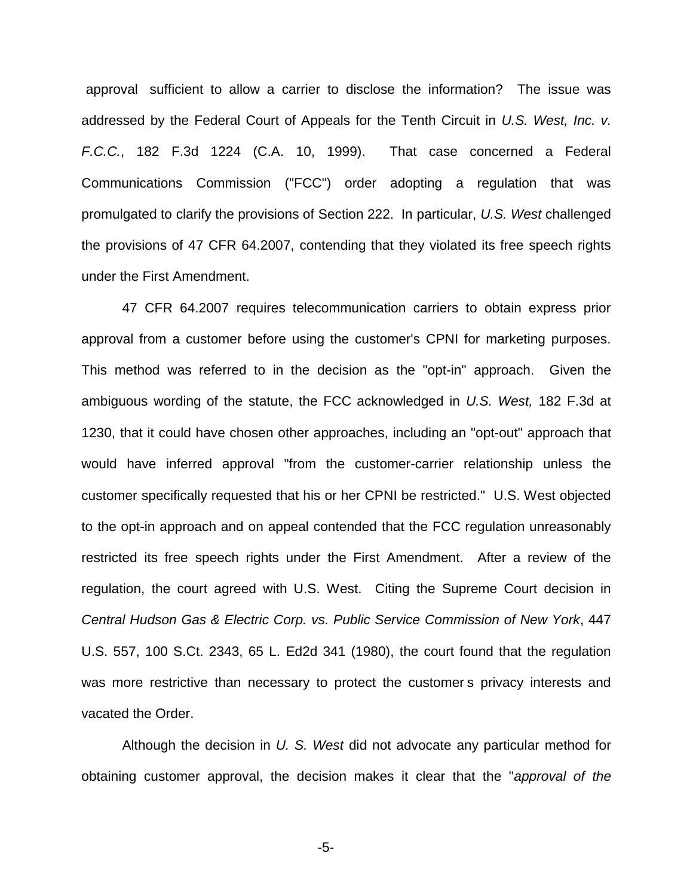approval sufficient to allow a carrier to disclose the information? The issue was addressed by the Federal Court of Appeals for the Tenth Circuit in *U.S. West, Inc. v. F.C.C.*, 182 F.3d 1224 (C.A. 10, 1999). That case concerned a Federal Communications Commission ("FCC") order adopting a regulation that was promulgated to clarify the provisions of Section 222. In particular, *U.S. West* challenged the provisions of 47 CFR 64.2007, contending that they violated its free speech rights under the First Amendment.

47 CFR 64.2007 requires telecommunication carriers to obtain express prior approval from a customer before using the customer's CPNI for marketing purposes. This method was referred to in the decision as the "opt-in" approach. Given the ambiguous wording of the statute, the FCC acknowledged in *U.S. West,* 182 F.3d at 1230, that it could have chosen other approaches, including an "opt-out" approach that would have inferred approval "from the customer-carrier relationship unless the customer specifically requested that his or her CPNI be restricted." U.S. West objected to the opt-in approach and on appeal contended that the FCC regulation unreasonably restricted its free speech rights under the First Amendment. After a review of the regulation, the court agreed with U.S. West. Citing the Supreme Court decision in *Central Hudson Gas & Electric Corp. vs. Public Service Commission of New York*, 447 U.S. 557, 100 S.Ct. 2343, 65 L. Ed2d 341 (1980), the court found that the regulation was more restrictive than necessary to protect the customer s privacy interests and vacated the Order.

Although the decision in *U. S. West* did not advocate any particular method for obtaining customer approval, the decision makes it clear that the "*approval of the*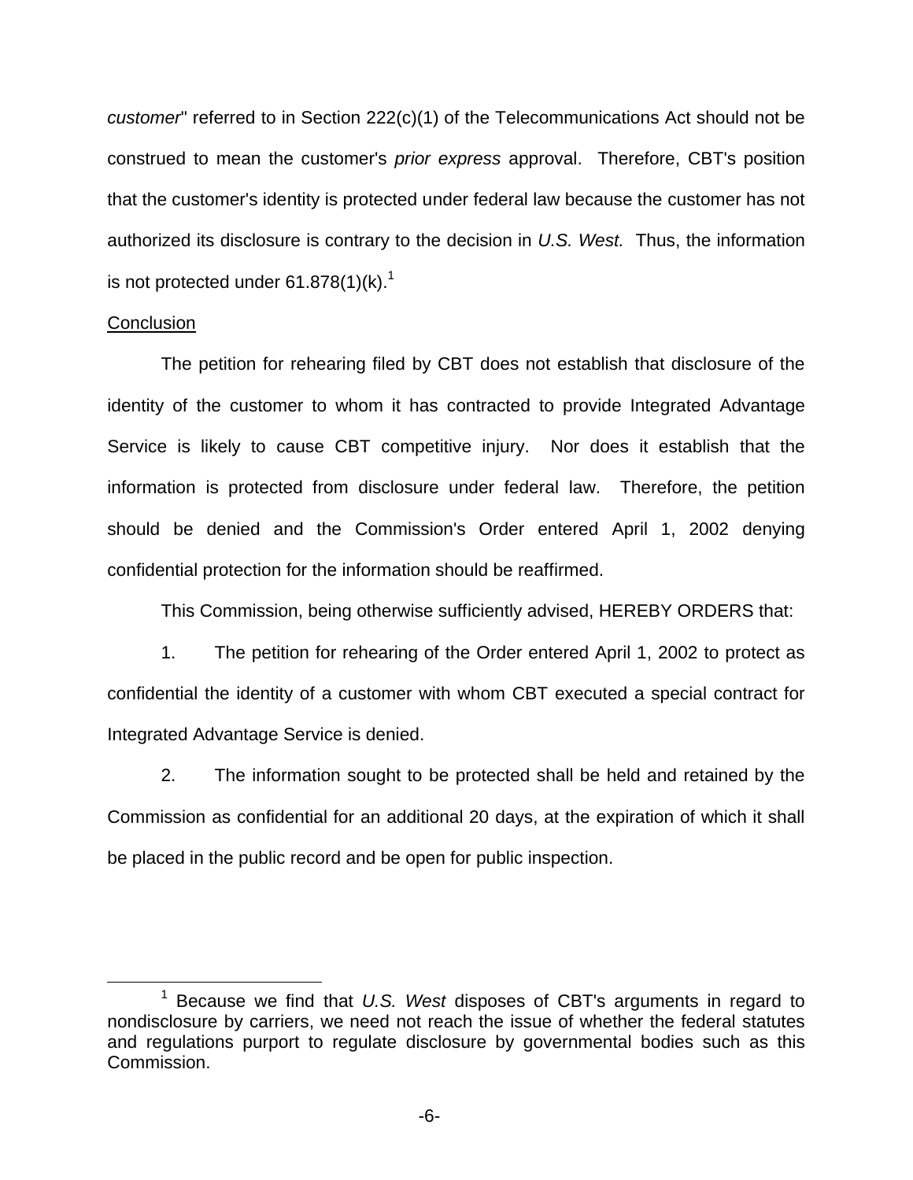*customer*" referred to in Section 222(c)(1) of the Telecommunications Act should not be construed to mean the customer's *prior express* approval. Therefore, CBT's position that the customer's identity is protected under federal law because the customer has not authorized its disclosure is contrary to the decision in *U.S. West.* Thus, the information is not protected under 61.878(1)(k).[1]

<u>Conclusion</u>

The petition for rehearing filed by CBT does not establish that disclosure of the identity of the customer to whom it has contracted to provide Integrated Advantage Service is likely to cause CBT competitive injury. Nor does it establish that the information is protected from disclosure under federal law. Therefore, the petition should be denied and the Commission's Order entered April 1, 2002 denying confidential protection for the information should be reaffirmed.

This Commission, being otherwise sufficiently advised, HEREBY ORDERS that:

1. The petition for rehearing of the Order entered April 1, 2002 to protect as confidential the identity of a customer with whom CBT executed a special contract for Integrated Advantage Service is denied.

2. The information sought to be protected shall be held and retained by the Commission as confidential for an additional 20 days, at the expiration of which it shall be placed in the public record and be open for public inspection.

---

[1] Because we find that *U.S. West* disposes of CBT's arguments in regard to nondisclosure by carriers, we need not reach the issue of whether the federal statutes and regulations purport to regulate disclosure by governmental bodies such as this Commission.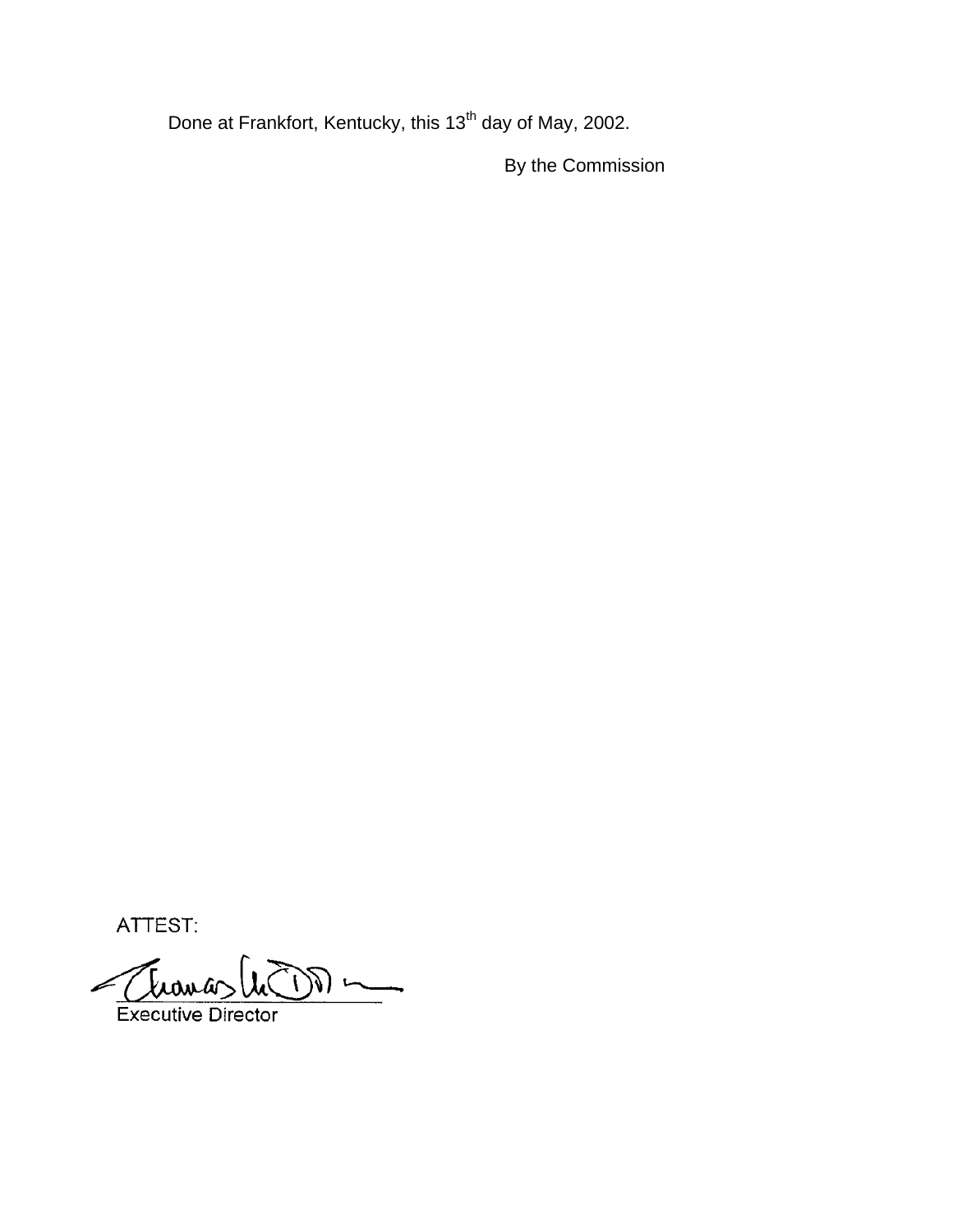Done at Frankfort, Kentucky, this 13th day of May, 2002.

By the Commission

ATTEST:

Executive Director